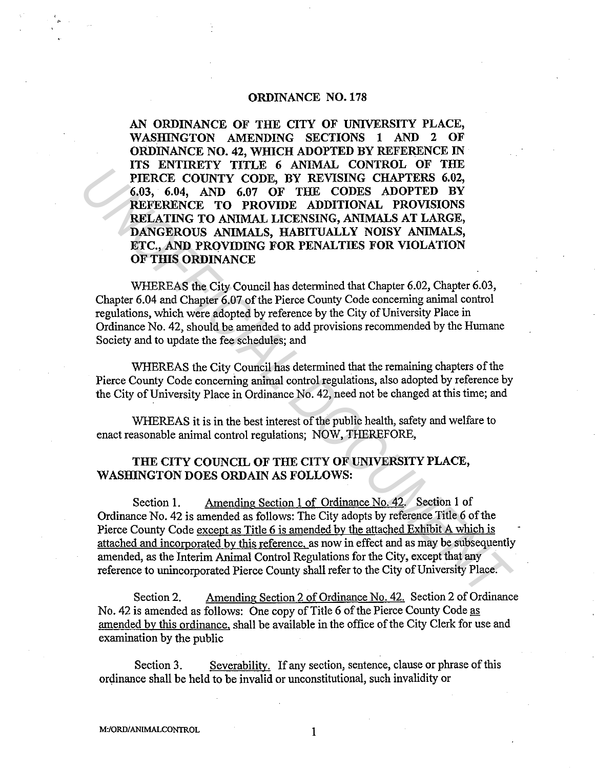# ORDINANCE NO. 178

**AN ORDINANCE OF THE CITY OF UNIVERSITY PLACE, WASHINGTON AMENDING SECTIONS 1 AND 2 OF ORDINANCE NO. 42, WHICH ADOPTED BY REFERENCE IN ITS ENTIRETY TITLE 6 ANIMAL CONTROL OF THE PIERCE COUNTY CODE, BY REVISING CHAPTERS 6.02, 6.03, 6.04, AND 6.07 OF THE CODES ADOPTED BY REFERENCE TO PROVIDE ADDITIONAL PROVISIONS RELATING TO ANIMAL LICENSING, ANIMALS AT LARGE, DANGEROUS ANIMALS, HABITUALLY NOISY ANIMALS, ETC., AND PROVIDING FOR PENALTIES FOR VIOLATION OF THIS ORDINANCE**

WHEREAS the City Council has determined that Chapter 6.02, Chapter 6.03, Chapter 6.04 and Chapter 6.07 of the Pierce County Code concerning animal control regulations, which were adopted by reference by the City of University Place in Ordinance No. 42, should be amended to add provisions recommended by the Humane Society and to update the fee schedules; and

WHEREAS the City Council has determined that the remaining chapters of the Pierce County Code concerning animal control regulations, also adopted by reference by the City of University Place in Ordinance No. 42, need not be changed at this time; and

WHEREAS it is in the best interest of the public health, safety and welfare to enact reasonable animal control regulations; NOW, THEREFORE,

**THE CITY COUNCIL OF THE CITY OF UNIVERSITY PLACE, WASHINGTON DOES ORDAIN AS FOLLOWS:**

Section 1. Amending Section 1 of Ordinance No. 42. Section 1 of Ordinance No. 42 is amended as follows: The City adopts by reference Title 6 of the Pierce County Code except as Title 6 is amended by the attached Exhibit A which is attached and incorporated by this reference, as now in effect and as may be subsequently amended, as the Interim Animal Control Regulations for the City, except that any reference to unincorporated Pierce County shall refer to the City of University Place.

Section 2. Amending Section 2 of Ordinance No. 42. Section 2 of Ordinance No. 42 is amended as follows: One copy of Title 6 of the Pierce County Code as amended by this ordinance, shall be available in the office of the City Clerk for use and examination by the public

Section 3. Severability. If any section, sentence, clause or phrase of this ordinance shall be held to be invalid or unconstitutional, such invalidity or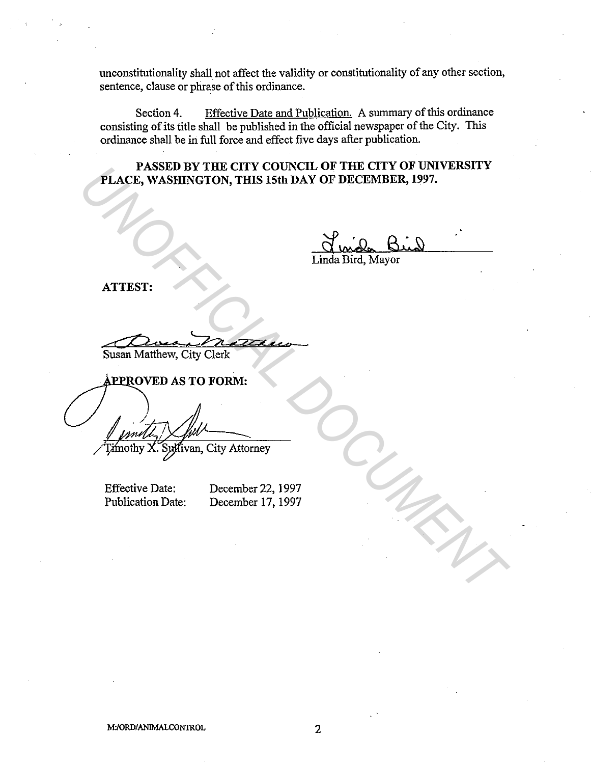unconstitutionality shall not affect the validity or constitutionality of any other section, sentence, clause or phrase of this ordinance.

Section 4. Effective Date and Publication. A summary of this ordinance consisting of its title shall be published in the official newspaper of the City. This ordinance shall be in full force and effect five days after publication.

**PASSED BY THE CITY COUNCIL OF THE CITY OF UNIVERSITY PLACE, WASHINGTON, THIS 15th DAY OF DECEMBER, 1997.**

Linda Bird, Mayor

**ATTEST:**

Susan Matthew, City Clerk

**APPROVED AS TO FORM:**

Timothy X. Sullivan, City Attorney

Effective Date: December 22, 1997
Publication Date: December 17, 1997

M:/ORD/ANIMALCONTROL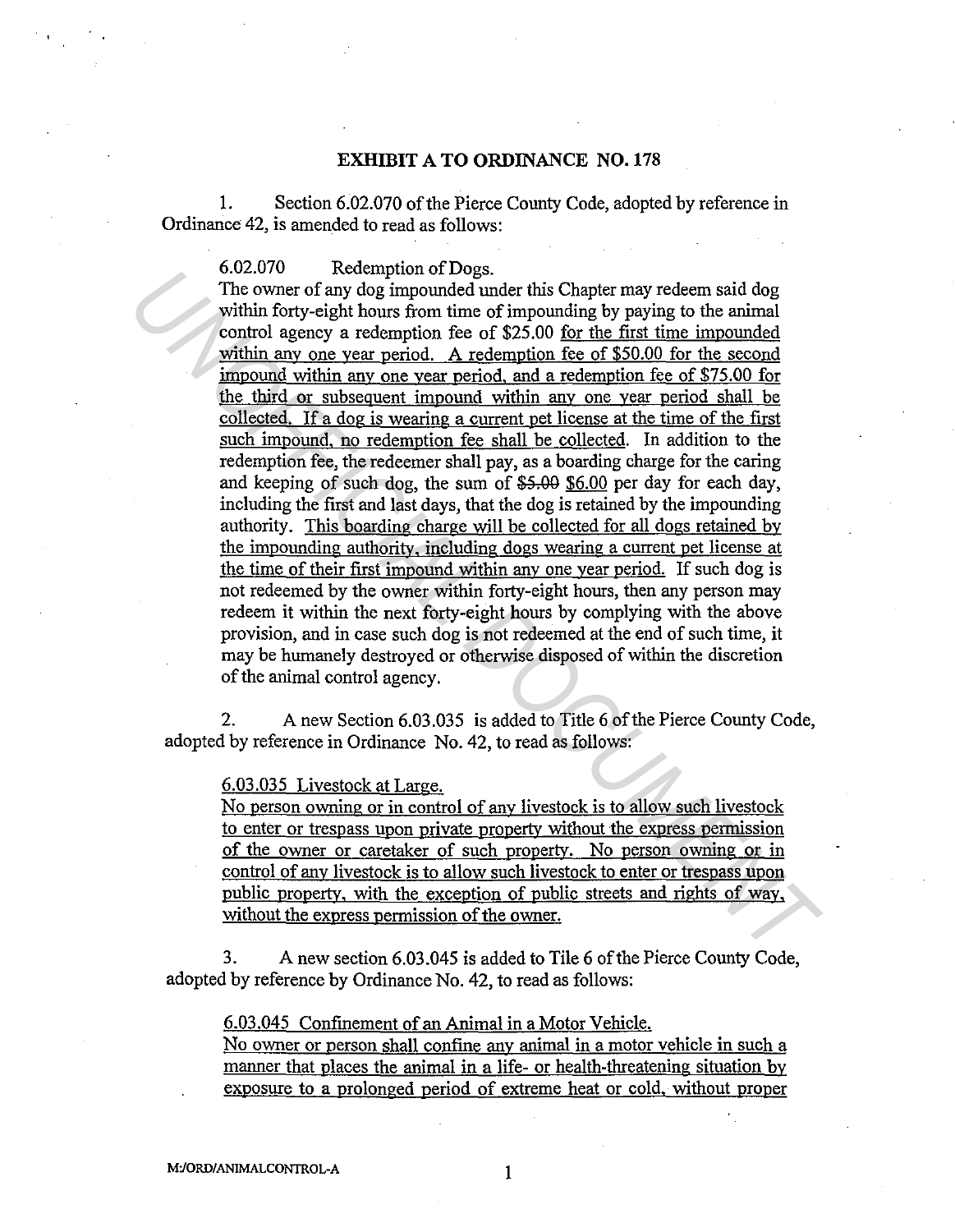**EXHIBIT A TO ORDINANCE NO. 178**

1. Section 6.02.070 of the Pierce County Code, adopted by reference in Ordinance 42, is amended to read as follows:

6.02.070 Redemption of Dogs.

The owner of any dog impounded under this Chapter may redeem said dog within forty-eight hours from time of impounding by paying to the animal control agency a redemption fee of $25.00 <u>for the first time impounded within any one year period. A redemption fee of $50.00 for the second impound within any one year period, and a redemption fee of $75.00 for the third or subsequent impound within any one year period shall be collected. If a dog is wearing a current pet license at the time of the first such impound, no redemption fee shall be collected</u>. In addition to the redemption fee, the redeemer shall pay, as a boarding charge for the caring and keeping of such dog, the sum of ~~$5.00~~ <u>$6.00</u> per day for each day, including the first and last days, that the dog is retained by the impounding authority. <u>This boarding charge will be collected for all dogs retained by the impounding authority, including dogs wearing a current pet license at the time of their first impound within any one year period.</u> If such dog is not redeemed by the owner within forty-eight hours, then any person may redeem it within the next forty-eight hours by complying with the above provision, and in case such dog is not redeemed at the end of such time, it may be humanely destroyed or otherwise disposed of within the discretion of the animal control agency.

2. A new Section 6.03.035 is added to Title 6 of the Pierce County Code, adopted by reference in Ordinance No. 42, to read as follows:

<u>6.03.035 Livestock at Large.</u>

<u>No person owning or in control of any livestock is to allow such livestock to enter or trespass upon private property without the express permission of the owner or caretaker of such property. No person owning or in control of any livestock is to allow such livestock to enter or trespass upon public property, with the exception of public streets and rights of way, without the express permission of the owner.</u>

3. A new section 6.03.045 is added to Tile 6 of the Pierce County Code, adopted by reference by Ordinance No. 42, to read as follows:

<u>6.03.045 Confinement of an Animal in a Motor Vehicle.</u>

<u>No owner or person shall confine any animal in a motor vehicle in such a manner that places the animal in a life- or health-threatening situation by exposure to a prolonged period of extreme heat or cold, without proper</u>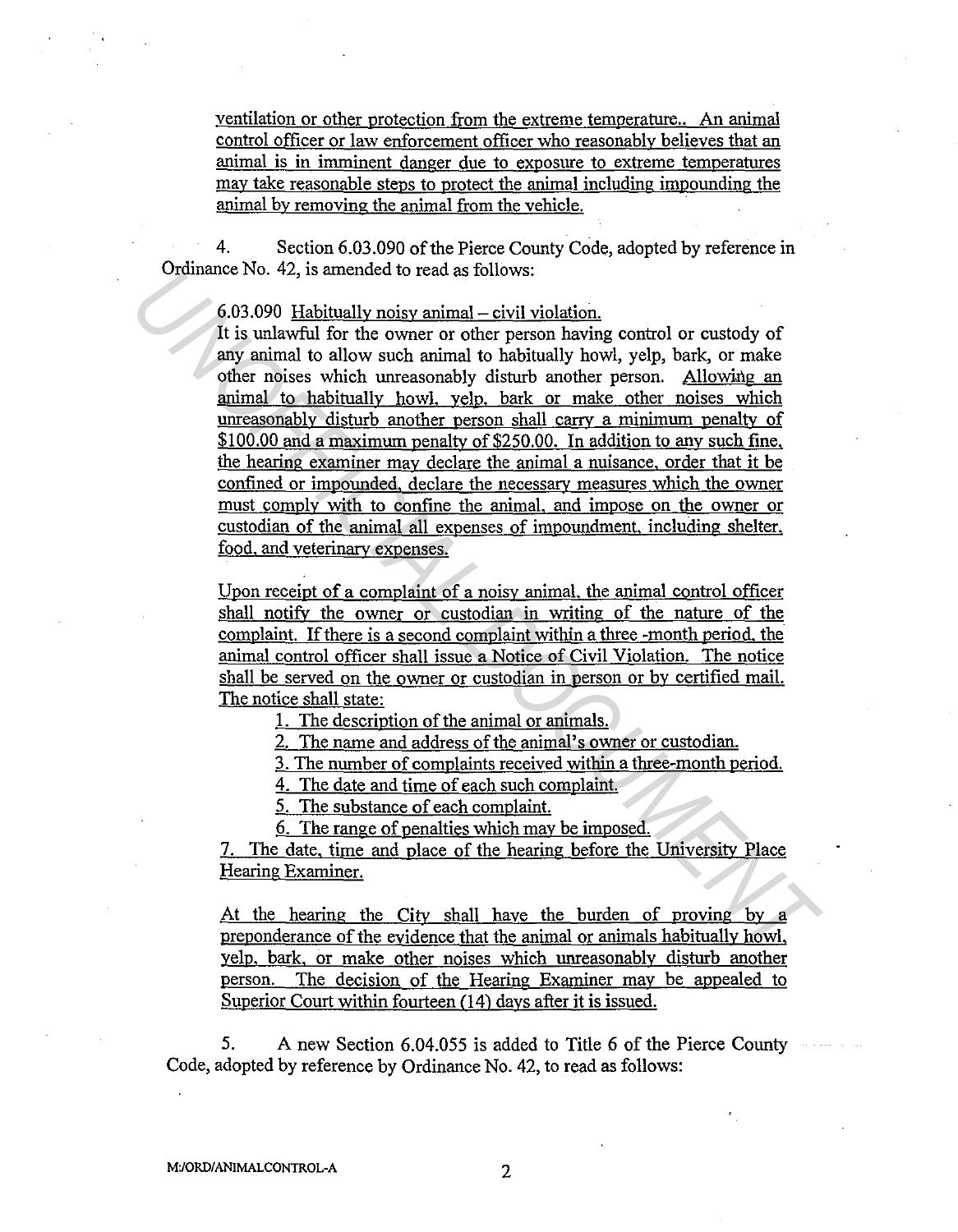<u>ventilation or other protection from the extreme temperature.. An animal control officer or law enforcement officer who reasonably believes that an animal is in imminent danger due to exposure to extreme temperatures may take reasonable steps to protect the animal including impounding the animal by removing the animal from the vehicle.</u>

4. Section 6.03.090 of the Pierce County Code, adopted by reference in Ordinance No. 42, is amended to read as follows:

6.03.090 <u>Habitually noisy animal – civil violation.</u>
It is unlawful for the owner or other person having control or custody of any animal to allow such animal to habitually howl, yelp, bark, or make other noises which unreasonably disturb another person. <u>Allowing an animal to habitually howl, yelp, bark or make other noises which unreasonably disturb another person shall carry a minimum penalty of $100.00 and a maximum penalty of $250.00. In addition to any such fine, the hearing examiner may declare the animal a nuisance, order that it be confined or impounded, declare the necessary measures which the owner must comply with to confine the animal, and impose on the owner or custodian of the animal all expenses of impoundment, including shelter, food, and veterinary expenses.</u>

<u>Upon receipt of a complaint of a noisy animal, the animal control officer shall notify the owner or custodian in writing of the nature of the complaint. If there is a second complaint within a three -month period, the animal control officer shall issue a Notice of Civil Violation. The notice shall be served on the owner or custodian in person or by certified mail. The notice shall state:</u>

<u>1. The description of the animal or animals.</u>
<u>2. The name and address of the animal's owner or custodian.</u>
<u>3. The number of complaints received within a three-month period.</u>
<u>4. The date and time of each such complaint.</u>
<u>5. The substance of each complaint.</u>
<u>6. The range of penalties which may be imposed.</u>
<u>7. The date, time and place of the hearing before the University Place Hearing Examiner.</u>

<u>At the hearing the City shall have the burden of proving by a preponderance of the evidence that the animal or animals habitually howl, yelp, bark, or make other noises which unreasonably disturb another person. The decision of the Hearing Examiner may be appealed to Superior Court within fourteen (14) days after it is issued.</u>

5. A new Section 6.04.055 is added to Title 6 of the Pierce County Code, adopted by reference by Ordinance No. 42, to read as follows:

M:/ORD/ANIMALCONTROL-A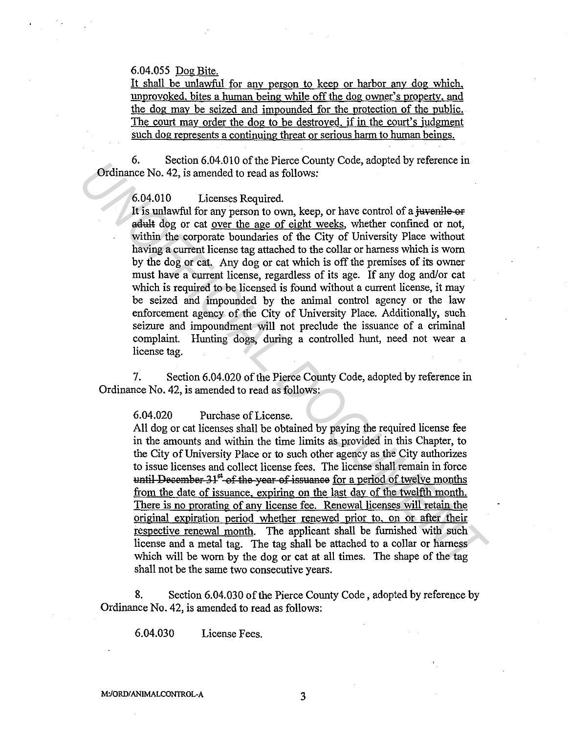6.04.055 Dog Bite.

It shall be unlawful for any person to keep or harbor any dog which, unprovoked, bites a human being while off the dog owner's property, and the dog may be seized and impounded for the protection of the public. The court may order the dog to be destroyed, if in the court's judgment such dog represents a continuing threat or serious harm to human beings.

6. Section 6.04.010 of the Pierce County Code, adopted by reference in Ordinance No. 42, is amended to read as follows:

6.04.010 Licenses Required.

It is unlawful for any person to own, keep, or have control of a ~~juvenile or adult~~ dog or cat over the age of eight weeks, whether confined or not, within the corporate boundaries of the City of University Place without having a current license tag attached to the collar or harness which is worn by the dog or cat. Any dog or cat which is off the premises of its owner must have a current license, regardless of its age. If any dog and/or cat which is required to be licensed is found without a current license, it may be seized and impounded by the animal control agency or the law enforcement agency of the City of University Place. Additionally, such seizure and impoundment will not preclude the issuance of a criminal complaint. Hunting dogs, during a controlled hunt, need not wear a license tag.

7. Section 6.04.020 of the Pierce County Code, adopted by reference in Ordinance No. 42, is amended to read as follows:

6.04.020 Purchase of License.

All dog or cat licenses shall be obtained by paying the required license fee in the amounts and within the time limits as provided in this Chapter, to the City of University Place or to such other agency as the City authorizes to issue licenses and collect license fees. The license shall remain in force ~~until December 31st of the year of issuance~~ for a period of twelve months from the date of issuance, expiring on the last day of the twelfth month. There is no prorating of any license fee. Renewal licenses will retain the original expiration period whether renewed prior to, on or after their respective renewal month. The applicant shall be furnished with such license and a metal tag. The tag shall be attached to a collar or harness which will be worn by the dog or cat at all times. The shape of the tag shall not be the same two consecutive years.

8. Section 6.04.030 of the Pierce County Code, adopted by reference by Ordinance No. 42, is amended to read as follows:

6.04.030 License Fees.

M:/ORD/ANIMALCONTROL-A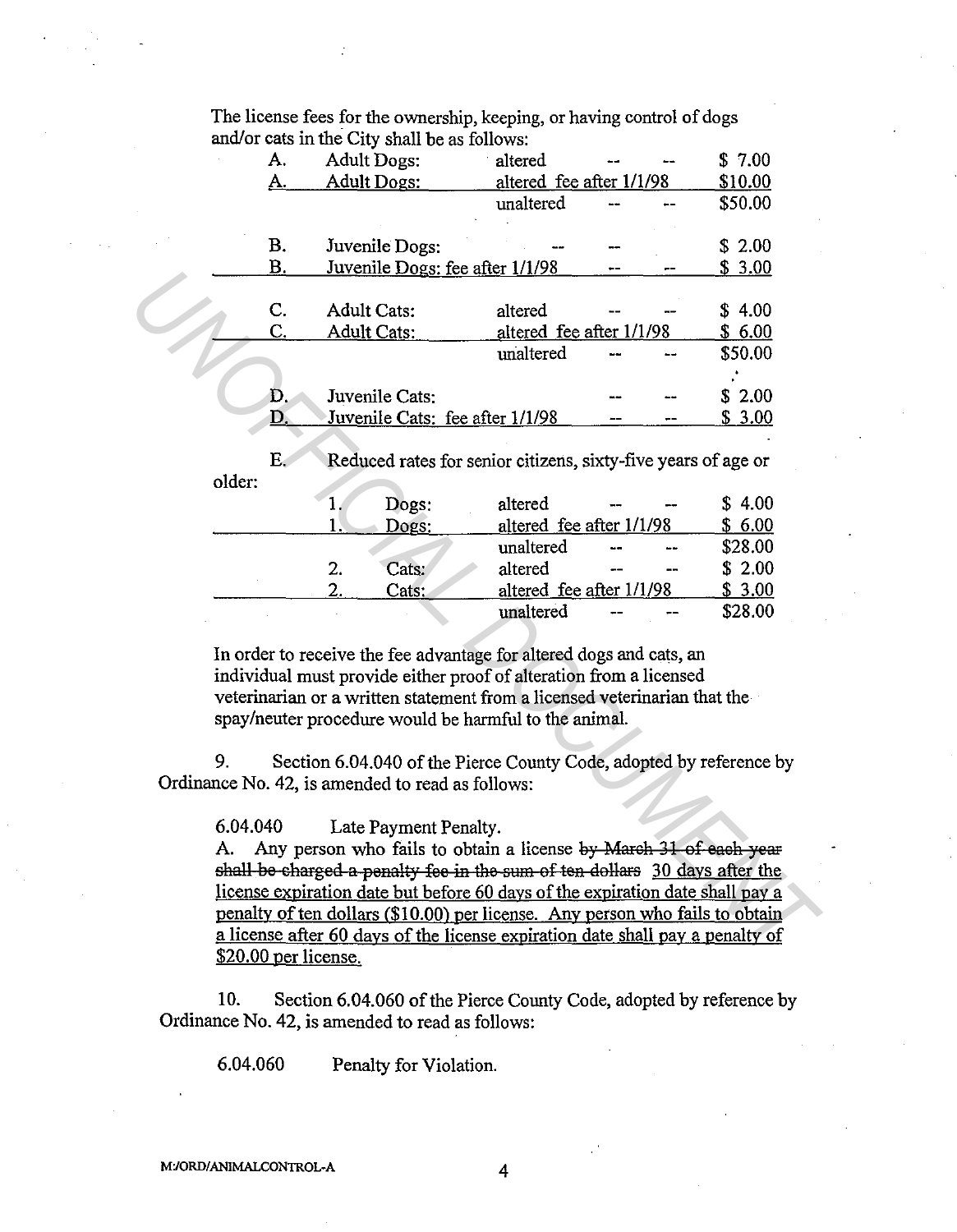The license fees for the ownership, keeping, or having control of dogs and/or cats in the City shall be as follows:

| | | | | | |
|---|---|---|---|---|---|
| A. | Adult Dogs: | altered | -- | -- | $ 7.00 |
| A. | Adult Dogs: | altered fee after 1/1/98 | | | $10.00 |
| | | unaltered | -- | -- | $50.00 |
| B. | Juvenile Dogs: | | -- | -- | $ 2.00 |
| B. | Juvenile Dogs: fee after 1/1/98 | | -- | -- | $ 3.00 |
| C. | Adult Cats: | altered | -- | -- | $ 4.00 |
| C. | Adult Cats: | altered fee after 1/1/98 | | | $ 6.00 |
| | | unaltered | -- | -- | $50.00 |
| D. | Juvenile Cats: | | -- | -- | $ 2.00 |
| D. | Juvenile Cats: fee after 1/1/98 | | -- | -- | $ 3.00 |

E. Reduced rates for senior citizens, sixty-five years of age or older:

| | | | | | |
|---|---|---|---|---|---|
| 1. | Dogs: | altered | -- | -- | $ 4.00 |
| 1. | Dogs: | altered fee after 1/1/98 | | | $ 6.00 |
| | | unaltered | -- | -- | $28.00 |
| 2. | Cats: | altered | -- | -- | $ 2.00 |
| 2. | Cats: | altered fee after 1/1/98 | | | $ 3.00 |
| | | unaltered | -- | -- | $28.00 |

In order to receive the fee advantage for altered dogs and cats, an individual must provide either proof of alteration from a licensed veterinarian or a written statement from a licensed veterinarian that the spay/neuter procedure would be harmful to the animal.

9. Section 6.04.040 of the Pierce County Code, adopted by reference by Ordinance No. 42, is amended to read as follows:

6.04.040 Late Payment Penalty.

A. Any person who fails to obtain a license ~~by March 31 of each year shall be charged a penalty fee in the sum of ten dollars~~ 30 days after the license expiration date but before 60 days of the expiration date shall pay a penalty of ten dollars ($10.00) per license. Any person who fails to obtain a license after 60 days of the license expiration date shall pay a penalty of $20.00 per license.

10. Section 6.04.060 of the Pierce County Code, adopted by reference by Ordinance No. 42, is amended to read as follows:

6.04.060 Penalty for Violation.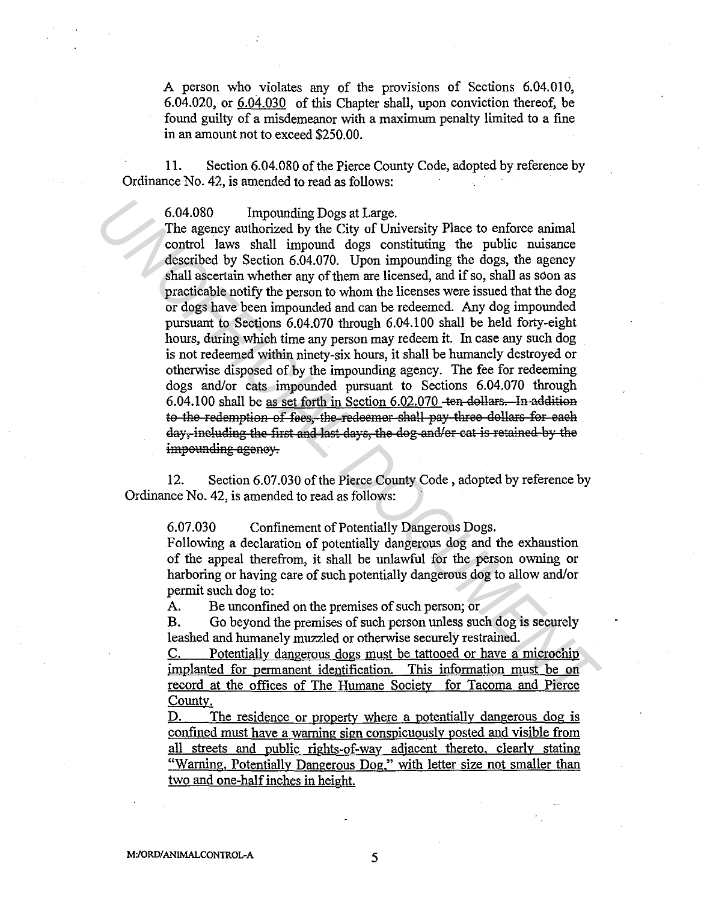A person who violates any of the provisions of Sections 6.04.010, 6.04.020, or 6.04.030 of this Chapter shall, upon conviction thereof, be found guilty of a misdemeanor with a maximum penalty limited to a fine in an amount not to exceed $250.00.

11. Section 6.04.080 of the Pierce County Code, adopted by reference by Ordinance No. 42, is amended to read as follows:

6.04.080 Impounding Dogs at Large.

The agency authorized by the City of University Place to enforce animal control laws shall impound dogs constituting the public nuisance described by Section 6.04.070. Upon impounding the dogs, the agency shall ascertain whether any of them are licensed, and if so, shall as soon as practicable notify the person to whom the licenses were issued that the dog or dogs have been impounded and can be redeemed. Any dog impounded pursuant to Sections 6.04.070 through 6.04.100 shall be held forty-eight hours, during which time any person may redeem it. In case any such dog is not redeemed within ninety-six hours, it shall be humanely destroyed or otherwise disposed of by the impounding agency. The fee for redeeming dogs and/or cats impounded pursuant to Sections 6.04.070 through 6.04.100 shall be <u>as set forth in Section 6.02.070</u> ~~ten dollars. In addition to the redemption of fees, the redeemer shall pay three dollars for each day, including the first and last days, the dog and/or cat is retained by the impounding agency.~~

12. Section 6.07.030 of the Pierce County Code , adopted by reference by Ordinance No. 42, is amended to read as follows:

6.07.030 Confinement of Potentially Dangerous Dogs.

Following a declaration of potentially dangerous dog and the exhaustion of the appeal therefrom, it shall be unlawful for the person owning or harboring or having care of such potentially dangerous dog to allow and/or permit such dog to:

A. Be unconfined on the premises of such person; or

B. Go beyond the premises of such person unless such dog is securely leashed and humanely muzzled or otherwise securely restrained.

<u>C. Potentially dangerous dogs must be tattooed or have a microchip implanted for permanent identification. This information must be on record at the offices of The Humane Society for Tacoma and Pierce County.</u>

<u>D. The residence or property where a potentially dangerous dog is confined must have a warning sign conspicuously posted and visible from all streets and public rights-of-way adjacent thereto, clearly stating "Warning, Potentially Dangerous Dog," with letter size not smaller than two and one-half inches in height.</u>

M:/ORD/ANIMALCONTROL-A